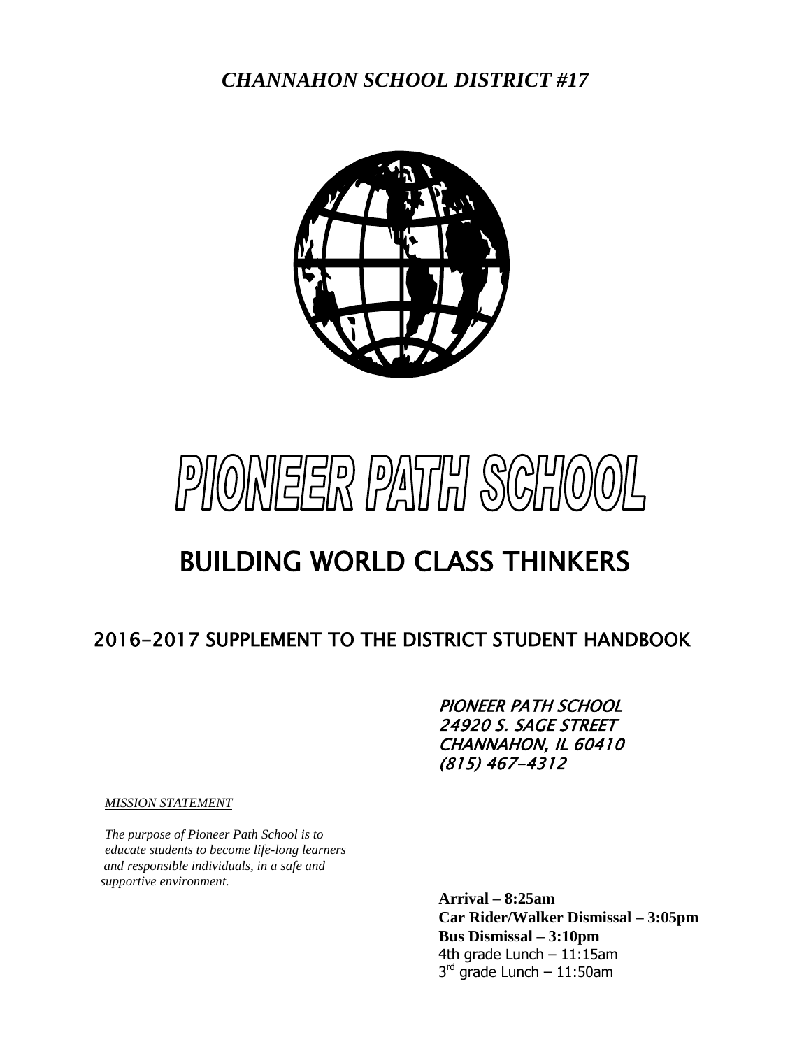*CHANNAHON SCHOOL DISTRICT #17*

# PIONEER PATH SCHOOL

## BUILDING WORLD CLASS THINKERS

### 2016-2017 SUPPLEMENT TO THE DISTRICT STUDENT HANDBOOK

*PIONEER PATH SCHOOL*
*24920 S. SAGE STREET*
*CHANNAHON, IL 60410*
*(815) 467-4312*

*MISSION STATEMENT*

*The purpose of Pioneer Path School is to educate students to become life-long learners and responsible individuals, in a safe and supportive environment.*

**Arrival – 8:25am**
**Car Rider/Walker Dismissal – 3:05pm**
**Bus Dismissal – 3:10pm**
4th grade Lunch – 11:15am
3rd grade Lunch – 11:50am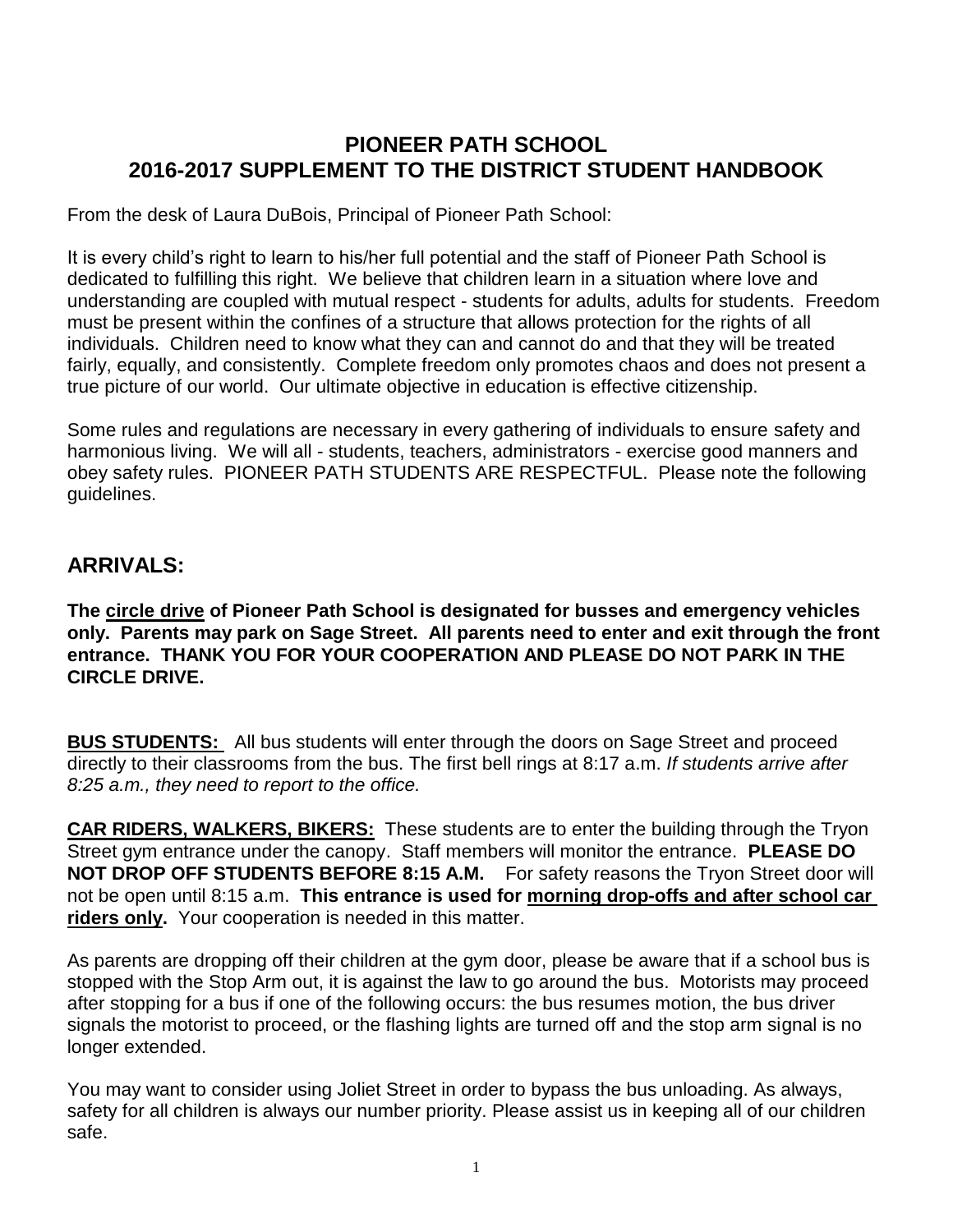# PIONEER PATH SCHOOL
# 2016-2017 SUPPLEMENT TO THE DISTRICT STUDENT HANDBOOK

From the desk of Laura DuBois, Principal of Pioneer Path School:

It is every child's right to learn to his/her full potential and the staff of Pioneer Path School is dedicated to fulfilling this right. We believe that children learn in a situation where love and understanding are coupled with mutual respect - students for adults, adults for students. Freedom must be present within the confines of a structure that allows protection for the rights of all individuals. Children need to know what they can and cannot do and that they will be treated fairly, equally, and consistently. Complete freedom only promotes chaos and does not present a true picture of our world. Our ultimate objective in education is effective citizenship.

Some rules and regulations are necessary in every gathering of individuals to ensure safety and harmonious living. We will all - students, teachers, administrators - exercise good manners and obey safety rules. PIONEER PATH STUDENTS ARE RESPECTFUL. Please note the following guidelines.

## ARRIVALS:

**The <u>circle drive</u> of Pioneer Path School is designated for busses and emergency vehicles only. Parents may park on Sage Street. All parents need to enter and exit through the front entrance. THANK YOU FOR YOUR COOPERATION AND PLEASE DO NOT PARK IN THE CIRCLE DRIVE.**

**<u>BUS STUDENTS:</u>** All bus students will enter through the doors on Sage Street and proceed directly to their classrooms from the bus. The first bell rings at 8:17 a.m. *If students arrive after 8:25 a.m., they need to report to the office.*

**<u>CAR RIDERS, WALKERS, BIKERS:</u>** These students are to enter the building through the Tryon Street gym entrance under the canopy. Staff members will monitor the entrance. **PLEASE DO NOT DROP OFF STUDENTS BEFORE 8:15 A.M.** For safety reasons the Tryon Street door will not be open until 8:15 a.m. **This entrance is used for <u>morning drop-offs and after school car riders only</u>.** Your cooperation is needed in this matter.

As parents are dropping off their children at the gym door, please be aware that if a school bus is stopped with the Stop Arm out, it is against the law to go around the bus. Motorists may proceed after stopping for a bus if one of the following occurs: the bus resumes motion, the bus driver signals the motorist to proceed, or the flashing lights are turned off and the stop arm signal is no longer extended.

You may want to consider using Joliet Street in order to bypass the bus unloading. As always, safety for all children is always our number priority. Please assist us in keeping all of our children safe.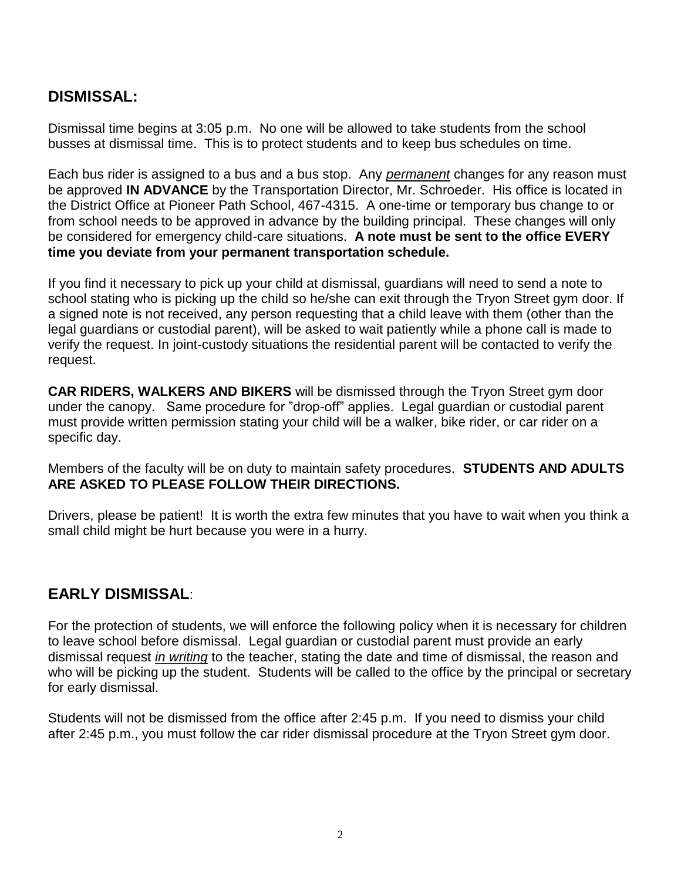## DISMISSAL:

Dismissal time begins at 3:05 p.m. No one will be allowed to take students from the school busses at dismissal time. This is to protect students and to keep bus schedules on time.

Each bus rider is assigned to a bus and a bus stop. Any ***permanent*** changes for any reason must be approved **IN ADVANCE** by the Transportation Director, Mr. Schroeder. His office is located in the District Office at Pioneer Path School, 467-4315. A one-time or temporary bus change to or from school needs to be approved in advance by the building principal. These changes will only be considered for emergency child-care situations. **A note must be sent to the office EVERY time you deviate from your permanent transportation schedule.**

If you find it necessary to pick up your child at dismissal, guardians will need to send a note to school stating who is picking up the child so he/she can exit through the Tryon Street gym door. If a signed note is not received, any person requesting that a child leave with them (other than the legal guardians or custodial parent), will be asked to wait patiently while a phone call is made to verify the request. In joint-custody situations the residential parent will be contacted to verify the request.

**CAR RIDERS, WALKERS AND BIKERS** will be dismissed through the Tryon Street gym door under the canopy. Same procedure for "drop-off" applies. Legal guardian or custodial parent must provide written permission stating your child will be a walker, bike rider, or car rider on a specific day.

Members of the faculty will be on duty to maintain safety procedures. **STUDENTS AND ADULTS ARE ASKED TO PLEASE FOLLOW THEIR DIRECTIONS.**

Drivers, please be patient! It is worth the extra few minutes that you have to wait when you think a small child might be hurt because you were in a hurry.

## EARLY DISMISSAL:

For the protection of students, we will enforce the following policy when it is necessary for children to leave school before dismissal. Legal guardian or custodial parent must provide an early dismissal request ***in writing*** to the teacher, stating the date and time of dismissal, the reason and who will be picking up the student. Students will be called to the office by the principal or secretary for early dismissal.

Students will not be dismissed from the office after 2:45 p.m. If you need to dismiss your child after 2:45 p.m., you must follow the car rider dismissal procedure at the Tryon Street gym door.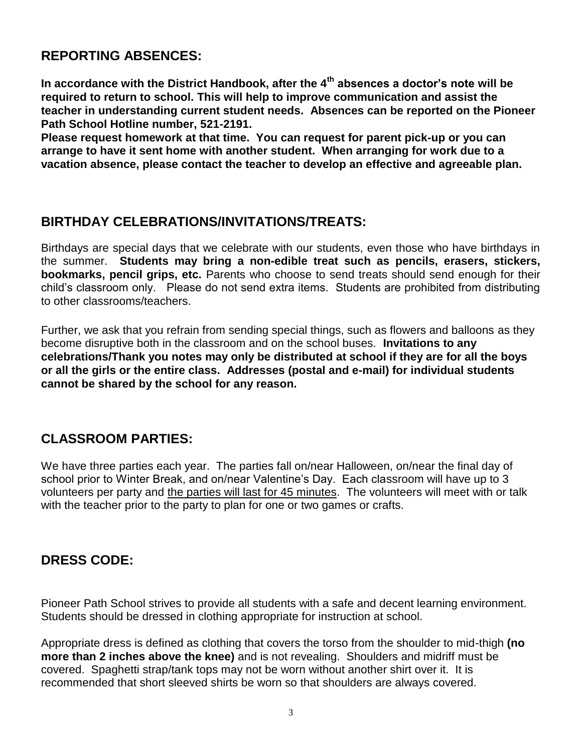## REPORTING ABSENCES:

**In accordance with the District Handbook, after the 4th absences a doctor's note will be required to return to school. This will help to improve communication and assist the teacher in understanding current student needs. Absences can be reported on the Pioneer Path School Hotline number, 521-2191.**

**Please request homework at that time. You can request for parent pick-up or you can arrange to have it sent home with another student. When arranging for work due to a vacation absence, please contact the teacher to develop an effective and agreeable plan.**

## BIRTHDAY CELEBRATIONS/INVITATIONS/TREATS:

Birthdays are special days that we celebrate with our students, even those who have birthdays in the summer. **Students may bring a non-edible treat such as pencils, erasers, stickers, bookmarks, pencil grips, etc.** Parents who choose to send treats should send enough for their child's classroom only. Please do not send extra items. Students are prohibited from distributing to other classrooms/teachers.

Further, we ask that you refrain from sending special things, such as flowers and balloons as they become disruptive both in the classroom and on the school buses. **Invitations to any celebrations/Thank you notes may only be distributed at school if they are for all the boys or all the girls or the entire class. Addresses (postal and e-mail) for individual students cannot be shared by the school for any reason.**

## CLASSROOM PARTIES:

We have three parties each year. The parties fall on/near Halloween, on/near the final day of school prior to Winter Break, and on/near Valentine's Day. Each classroom will have up to 3 volunteers per party and <u>the parties will last for 45 minutes</u>. The volunteers will meet with or talk with the teacher prior to the party to plan for one or two games or crafts.

## DRESS CODE:

Pioneer Path School strives to provide all students with a safe and decent learning environment. Students should be dressed in clothing appropriate for instruction at school.

Appropriate dress is defined as clothing that covers the torso from the shoulder to mid-thigh **(no more than 2 inches above the knee)** and is not revealing. Shoulders and midriff must be covered. Spaghetti strap/tank tops may not be worn without another shirt over it. It is recommended that short sleeved shirts be worn so that shoulders are always covered.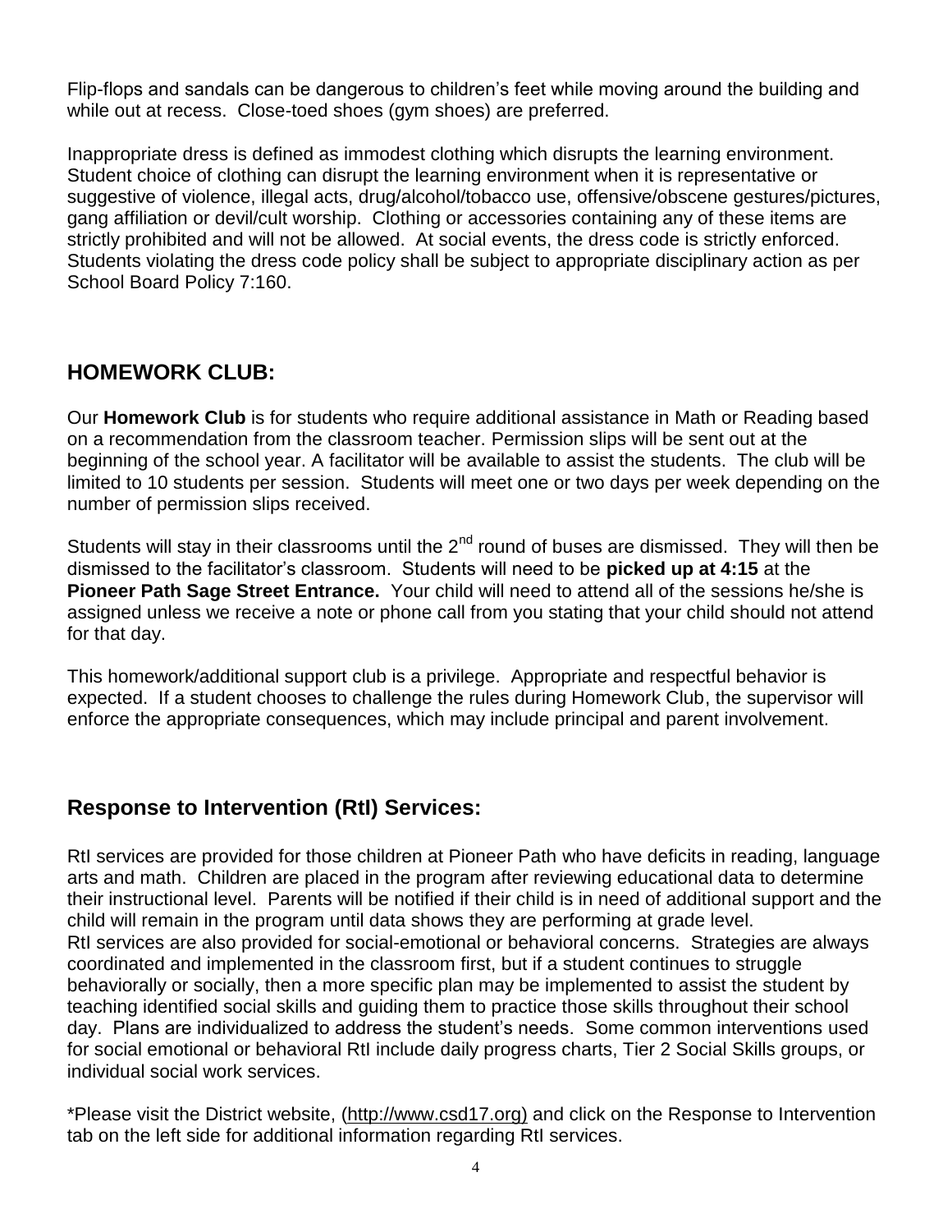Flip-flops and sandals can be dangerous to children's feet while moving around the building and while out at recess. Close-toed shoes (gym shoes) are preferred.

Inappropriate dress is defined as immodest clothing which disrupts the learning environment. Student choice of clothing can disrupt the learning environment when it is representative or suggestive of violence, illegal acts, drug/alcohol/tobacco use, offensive/obscene gestures/pictures, gang affiliation or devil/cult worship. Clothing or accessories containing any of these items are strictly prohibited and will not be allowed. At social events, the dress code is strictly enforced. Students violating the dress code policy shall be subject to appropriate disciplinary action as per School Board Policy 7:160.

## HOMEWORK CLUB:

Our **Homework Club** is for students who require additional assistance in Math or Reading based on a recommendation from the classroom teacher. Permission slips will be sent out at the beginning of the school year. A facilitator will be available to assist the students. The club will be limited to 10 students per session. Students will meet one or two days per week depending on the number of permission slips received.

Students will stay in their classrooms until the 2nd round of buses are dismissed. They will then be dismissed to the facilitator's classroom. Students will need to be **picked up at 4:15** at the **Pioneer Path Sage Street Entrance.** Your child will need to attend all of the sessions he/she is assigned unless we receive a note or phone call from you stating that your child should not attend for that day.

This homework/additional support club is a privilege. Appropriate and respectful behavior is expected. If a student chooses to challenge the rules during Homework Club, the supervisor will enforce the appropriate consequences, which may include principal and parent involvement.

## Response to Intervention (RtI) Services:

RtI services are provided for those children at Pioneer Path who have deficits in reading, language arts and math. Children are placed in the program after reviewing educational data to determine their instructional level. Parents will be notified if their child is in need of additional support and the child will remain in the program until data shows they are performing at grade level.
RtI services are also provided for social-emotional or behavioral concerns. Strategies are always coordinated and implemented in the classroom first, but if a student continues to struggle behaviorally or socially, then a more specific plan may be implemented to assist the student by teaching identified social skills and guiding them to practice those skills throughout their school day. Plans are individualized to address the student's needs. Some common interventions used for social emotional or behavioral RtI include daily progress charts, Tier 2 Social Skills groups, or individual social work services.

*Please visit the District website, (http://www.csd17.org) and click on the Response to Intervention tab on the left side for additional information regarding RtI services.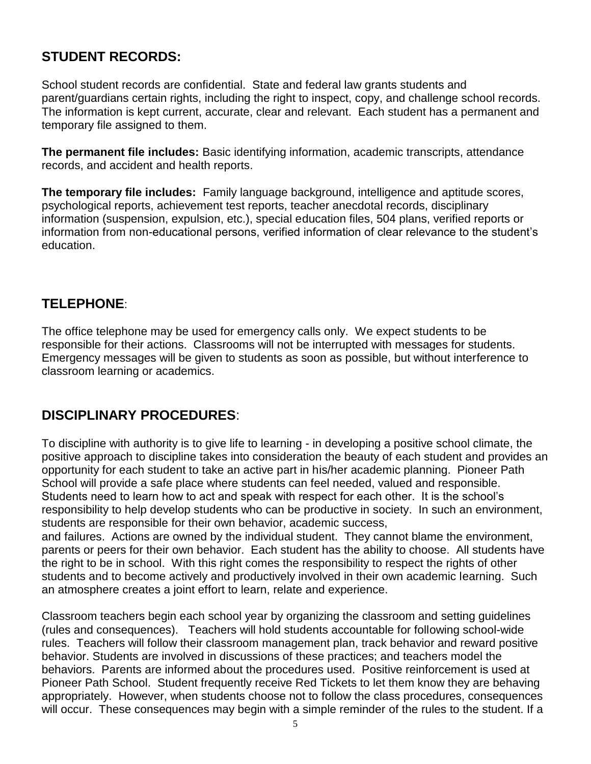## STUDENT RECORDS:

School student records are confidential. State and federal law grants students and parent/guardians certain rights, including the right to inspect, copy, and challenge school records. The information is kept current, accurate, clear and relevant. Each student has a permanent and temporary file assigned to them.

**The permanent file includes:** Basic identifying information, academic transcripts, attendance records, and accident and health reports.

**The temporary file includes:** Family language background, intelligence and aptitude scores, psychological reports, achievement test reports, teacher anecdotal records, disciplinary information (suspension, expulsion, etc.), special education files, 504 plans, verified reports or information from non-educational persons, verified information of clear relevance to the student's education.

## TELEPHONE:

The office telephone may be used for emergency calls only. We expect students to be responsible for their actions. Classrooms will not be interrupted with messages for students. Emergency messages will be given to students as soon as possible, but without interference to classroom learning or academics.

## DISCIPLINARY PROCEDURES:

To discipline with authority is to give life to learning - in developing a positive school climate, the positive approach to discipline takes into consideration the beauty of each student and provides an opportunity for each student to take an active part in his/her academic planning. Pioneer Path School will provide a safe place where students can feel needed, valued and responsible. Students need to learn how to act and speak with respect for each other. It is the school's responsibility to help develop students who can be productive in society. In such an environment, students are responsible for their own behavior, academic success, and failures. Actions are owned by the individual student. They cannot blame the environment, parents or peers for their own behavior. Each student has the ability to choose. All students have the right to be in school. With this right comes the responsibility to respect the rights of other students and to become actively and productively involved in their own academic learning. Such an atmosphere creates a joint effort to learn, relate and experience.

Classroom teachers begin each school year by organizing the classroom and setting guidelines (rules and consequences). Teachers will hold students accountable for following school-wide rules. Teachers will follow their classroom management plan, track behavior and reward positive behavior. Students are involved in discussions of these practices; and teachers model the behaviors. Parents are informed about the procedures used. Positive reinforcement is used at Pioneer Path School. Student frequently receive Red Tickets to let them know they are behaving appropriately. However, when students choose not to follow the class procedures, consequences will occur. These consequences may begin with a simple reminder of the rules to the student. If a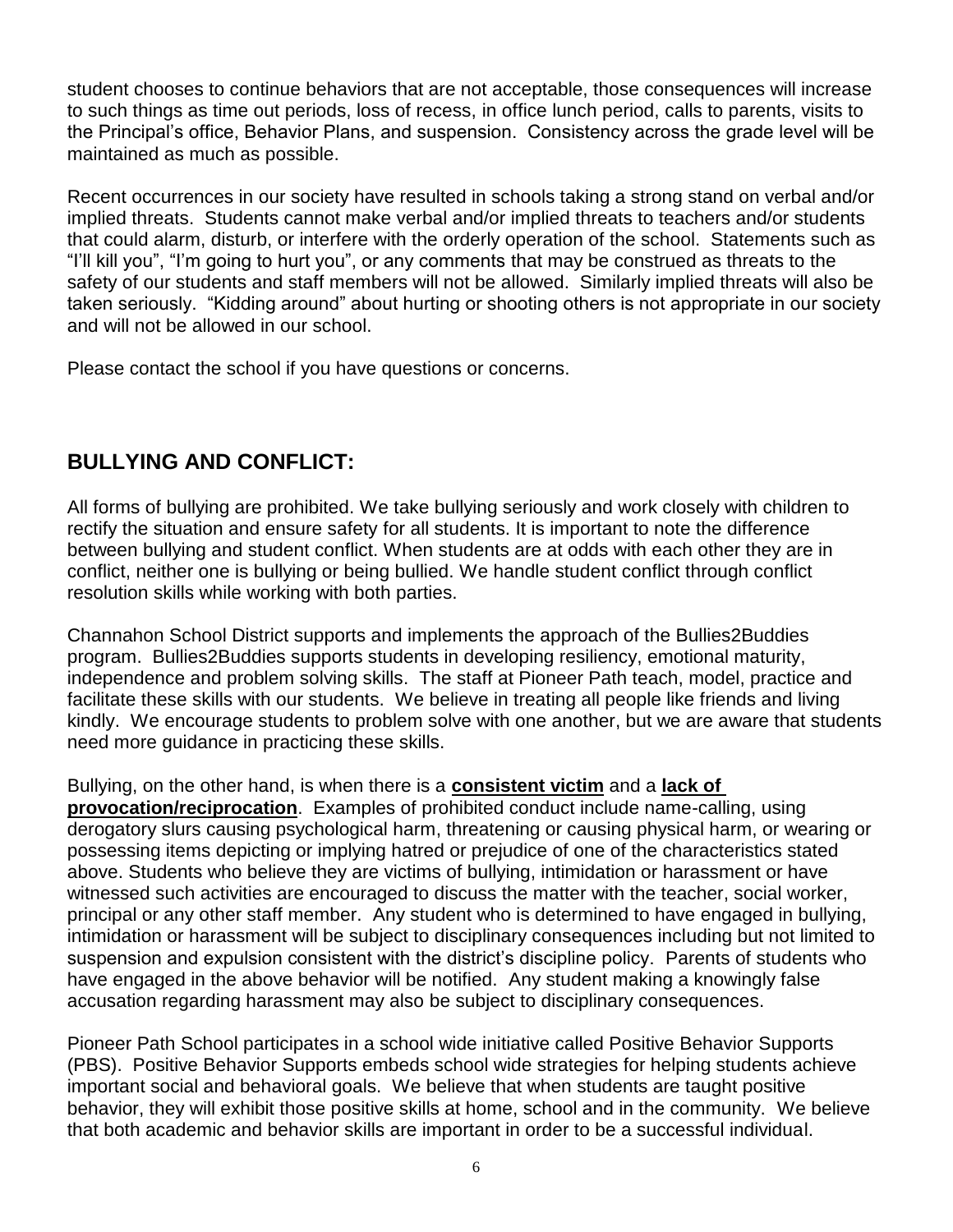student chooses to continue behaviors that are not acceptable, those consequences will increase to such things as time out periods, loss of recess, in office lunch period, calls to parents, visits to the Principal's office, Behavior Plans, and suspension. Consistency across the grade level will be maintained as much as possible.

Recent occurrences in our society have resulted in schools taking a strong stand on verbal and/or implied threats. Students cannot make verbal and/or implied threats to teachers and/or students that could alarm, disturb, or interfere with the orderly operation of the school. Statements such as "I'll kill you", "I'm going to hurt you", or any comments that may be construed as threats to the safety of our students and staff members will not be allowed. Similarly implied threats will also be taken seriously. "Kidding around" about hurting or shooting others is not appropriate in our society and will not be allowed in our school.

Please contact the school if you have questions or concerns.

## BULLYING AND CONFLICT:

All forms of bullying are prohibited. We take bullying seriously and work closely with children to rectify the situation and ensure safety for all students. It is important to note the difference between bullying and student conflict. When students are at odds with each other they are in conflict, neither one is bullying or being bullied. We handle student conflict through conflict resolution skills while working with both parties.

Channahon School District supports and implements the approach of the Bullies2Buddies program. Bullies2Buddies supports students in developing resiliency, emotional maturity, independence and problem solving skills. The staff at Pioneer Path teach, model, practice and facilitate these skills with our students. We believe in treating all people like friends and living kindly. We encourage students to problem solve with one another, but we are aware that students need more guidance in practicing these skills.

Bullying, on the other hand, is when there is a **consistent victim** and a **lack of provocation/reciprocation**. Examples of prohibited conduct include name-calling, using derogatory slurs causing psychological harm, threatening or causing physical harm, or wearing or possessing items depicting or implying hatred or prejudice of one of the characteristics stated above. Students who believe they are victims of bullying, intimidation or harassment or have witnessed such activities are encouraged to discuss the matter with the teacher, social worker, principal or any other staff member. Any student who is determined to have engaged in bullying, intimidation or harassment will be subject to disciplinary consequences including but not limited to suspension and expulsion consistent with the district's discipline policy. Parents of students who have engaged in the above behavior will be notified. Any student making a knowingly false accusation regarding harassment may also be subject to disciplinary consequences.

Pioneer Path School participates in a school wide initiative called Positive Behavior Supports (PBS). Positive Behavior Supports embeds school wide strategies for helping students achieve important social and behavioral goals. We believe that when students are taught positive behavior, they will exhibit those positive skills at home, school and in the community. We believe that both academic and behavior skills are important in order to be a successful individual.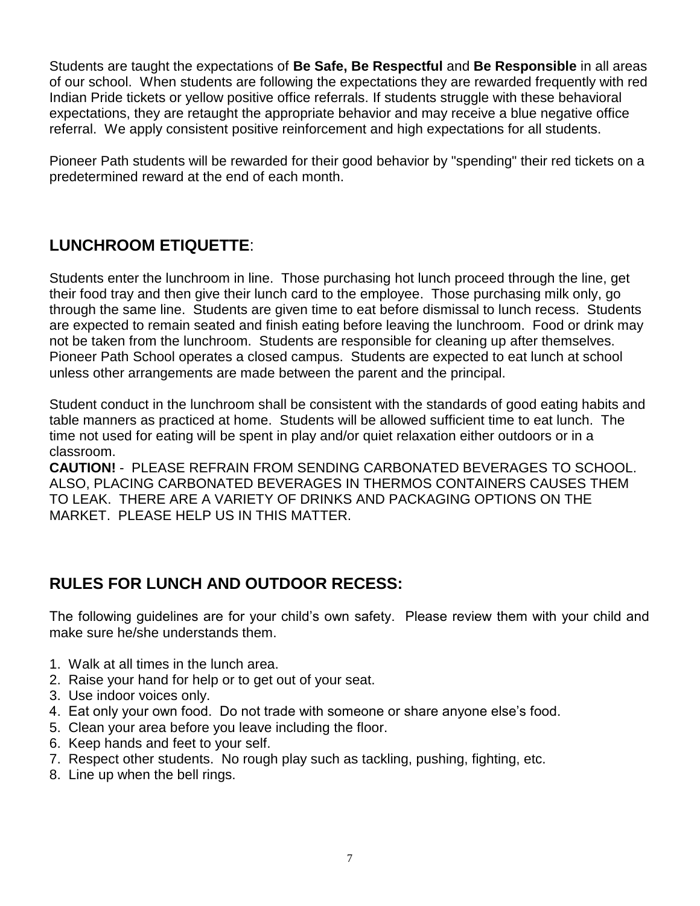Students are taught the expectations of **Be Safe, Be Respectful** and **Be Responsible** in all areas of our school. When students are following the expectations they are rewarded frequently with red Indian Pride tickets or yellow positive office referrals. If students struggle with these behavioral expectations, they are retaught the appropriate behavior and may receive a blue negative office referral. We apply consistent positive reinforcement and high expectations for all students.

Pioneer Path students will be rewarded for their good behavior by "spending" their red tickets on a predetermined reward at the end of each month.

## LUNCHROOM ETIQUETTE:

Students enter the lunchroom in line. Those purchasing hot lunch proceed through the line, get their food tray and then give their lunch card to the employee. Those purchasing milk only, go through the same line. Students are given time to eat before dismissal to lunch recess. Students are expected to remain seated and finish eating before leaving the lunchroom. Food or drink may not be taken from the lunchroom. Students are responsible for cleaning up after themselves. Pioneer Path School operates a closed campus. Students are expected to eat lunch at school unless other arrangements are made between the parent and the principal.

Student conduct in the lunchroom shall be consistent with the standards of good eating habits and table manners as practiced at home. Students will be allowed sufficient time to eat lunch. The time not used for eating will be spent in play and/or quiet relaxation either outdoors or in a classroom.

**CAUTION!** - PLEASE REFRAIN FROM SENDING CARBONATED BEVERAGES TO SCHOOL. ALSO, PLACING CARBONATED BEVERAGES IN THERMOS CONTAINERS CAUSES THEM TO LEAK. THERE ARE A VARIETY OF DRINKS AND PACKAGING OPTIONS ON THE MARKET. PLEASE HELP US IN THIS MATTER.

## RULES FOR LUNCH AND OUTDOOR RECESS:

The following guidelines are for your child's own safety. Please review them with your child and make sure he/she understands them.

1. Walk at all times in the lunch area.
2. Raise your hand for help or to get out of your seat.
3. Use indoor voices only.
4. Eat only your own food. Do not trade with someone or share anyone else's food.
5. Clean your area before you leave including the floor.
6. Keep hands and feet to your self.
7. Respect other students. No rough play such as tackling, pushing, fighting, etc.
8. Line up when the bell rings.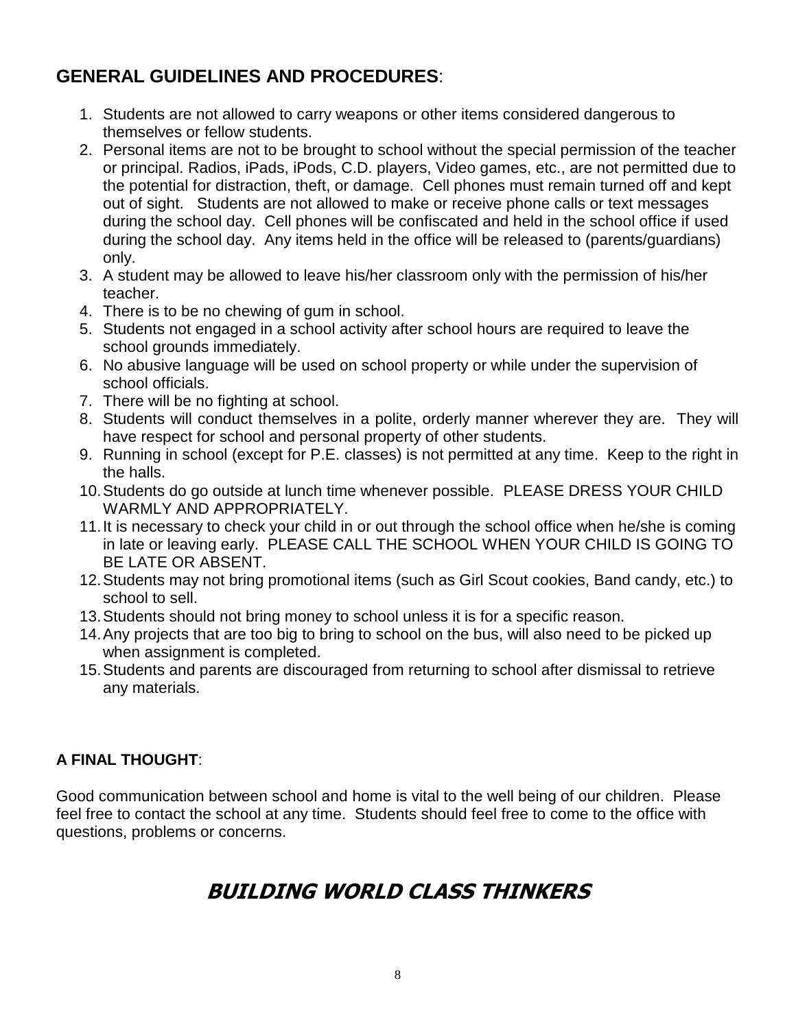## GENERAL GUIDELINES AND PROCEDURES:

1. Students are not allowed to carry weapons or other items considered dangerous to themselves or fellow students.
2. Personal items are not to be brought to school without the special permission of the teacher or principal. Radios, iPads, iPods, C.D. players, Video games, etc., are not permitted due to the potential for distraction, theft, or damage. Cell phones must remain turned off and kept out of sight. Students are not allowed to make or receive phone calls or text messages during the school day. Cell phones will be confiscated and held in the school office if used during the school day. Any items held in the office will be released to (parents/guardians) only.
3. A student may be allowed to leave his/her classroom only with the permission of his/her teacher.
4. There is to be no chewing of gum in school.
5. Students not engaged in a school activity after school hours are required to leave the school grounds immediately.
6. No abusive language will be used on school property or while under the supervision of school officials.
7. There will be no fighting at school.
8. Students will conduct themselves in a polite, orderly manner wherever they are. They will have respect for school and personal property of other students.
9. Running in school (except for P.E. classes) is not permitted at any time. Keep to the right in the halls.
10. Students do go outside at lunch time whenever possible. PLEASE DRESS YOUR CHILD WARMLY AND APPROPRIATELY.
11. It is necessary to check your child in or out through the school office when he/she is coming in late or leaving early. PLEASE CALL THE SCHOOL WHEN YOUR CHILD IS GOING TO BE LATE OR ABSENT.
12. Students may not bring promotional items (such as Girl Scout cookies, Band candy, etc.) to school to sell.
13. Students should not bring money to school unless it is for a specific reason.
14. Any projects that are too big to bring to school on the bus, will also need to be picked up when assignment is completed.
15. Students and parents are discouraged from returning to school after dismissal to retrieve any materials.

**A FINAL THOUGHT**:

Good communication between school and home is vital to the well being of our children. Please feel free to contact the school at any time. Students should feel free to come to the office with questions, problems or concerns.

## *BUILDING WORLD CLASS THINKERS*